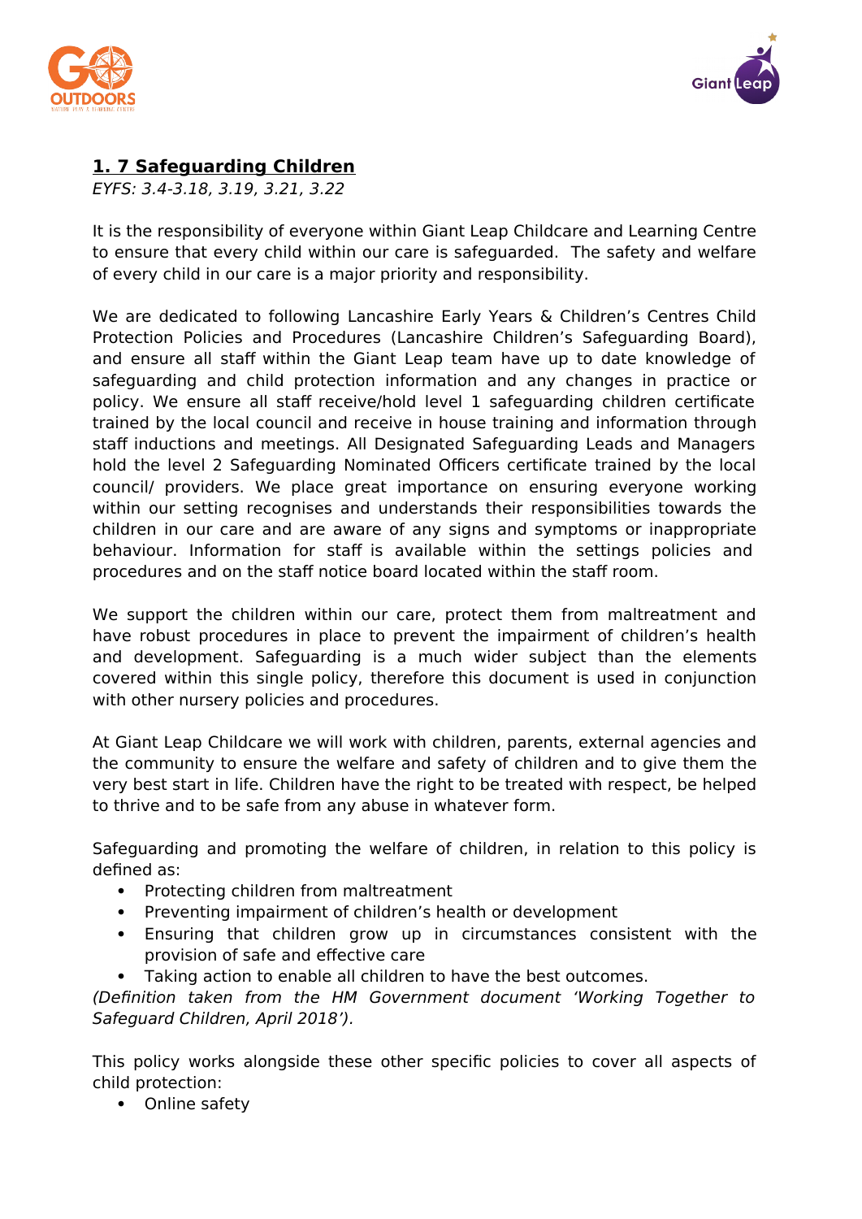## 1. 7 Safeguarding Children

*EYFS: 3.4-3.18, 3.19, 3.21, 3.22*

It is the responsibility of everyone within Giant Leap Childcare and Learning Centre to ensure that every child within our care is safeguarded. The safety and welfare of every child in our care is a major priority and responsibility.

We are dedicated to following Lancashire Early Years & Children's Centres Child Protection Policies and Procedures (Lancashire Children's Safeguarding Board), and ensure all staff within the Giant Leap team have up to date knowledge of safeguarding and child protection information and any changes in practice or policy. We ensure all staff receive/hold level 1 safeguarding children certificate trained by the local council and receive in house training and information through staff inductions and meetings. All Designated Safeguarding Leads and Managers hold the level 2 Safeguarding Nominated Officers certificate trained by the local council/ providers. We place great importance on ensuring everyone working within our setting recognises and understands their responsibilities towards the children in our care and are aware of any signs and symptoms or inappropriate behaviour. Information for staff is available within the settings policies and procedures and on the staff notice board located within the staff room.

We support the children within our care, protect them from maltreatment and have robust procedures in place to prevent the impairment of children's health and development. Safeguarding is a much wider subject than the elements covered within this single policy, therefore this document is used in conjunction with other nursery policies and procedures.

At Giant Leap Childcare we will work with children, parents, external agencies and the community to ensure the welfare and safety of children and to give them the very best start in life. Children have the right to be treated with respect, be helped to thrive and to be safe from any abuse in whatever form.

Safeguarding and promoting the welfare of children, in relation to this policy is defined as:

- Protecting children from maltreatment
- Preventing impairment of children's health or development
- Ensuring that children grow up in circumstances consistent with the provision of safe and effective care
- Taking action to enable all children to have the best outcomes.

*(Definition taken from the HM Government document 'Working Together to Safeguard Children, April 2018').*

This policy works alongside these other specific policies to cover all aspects of child protection:

- Online safety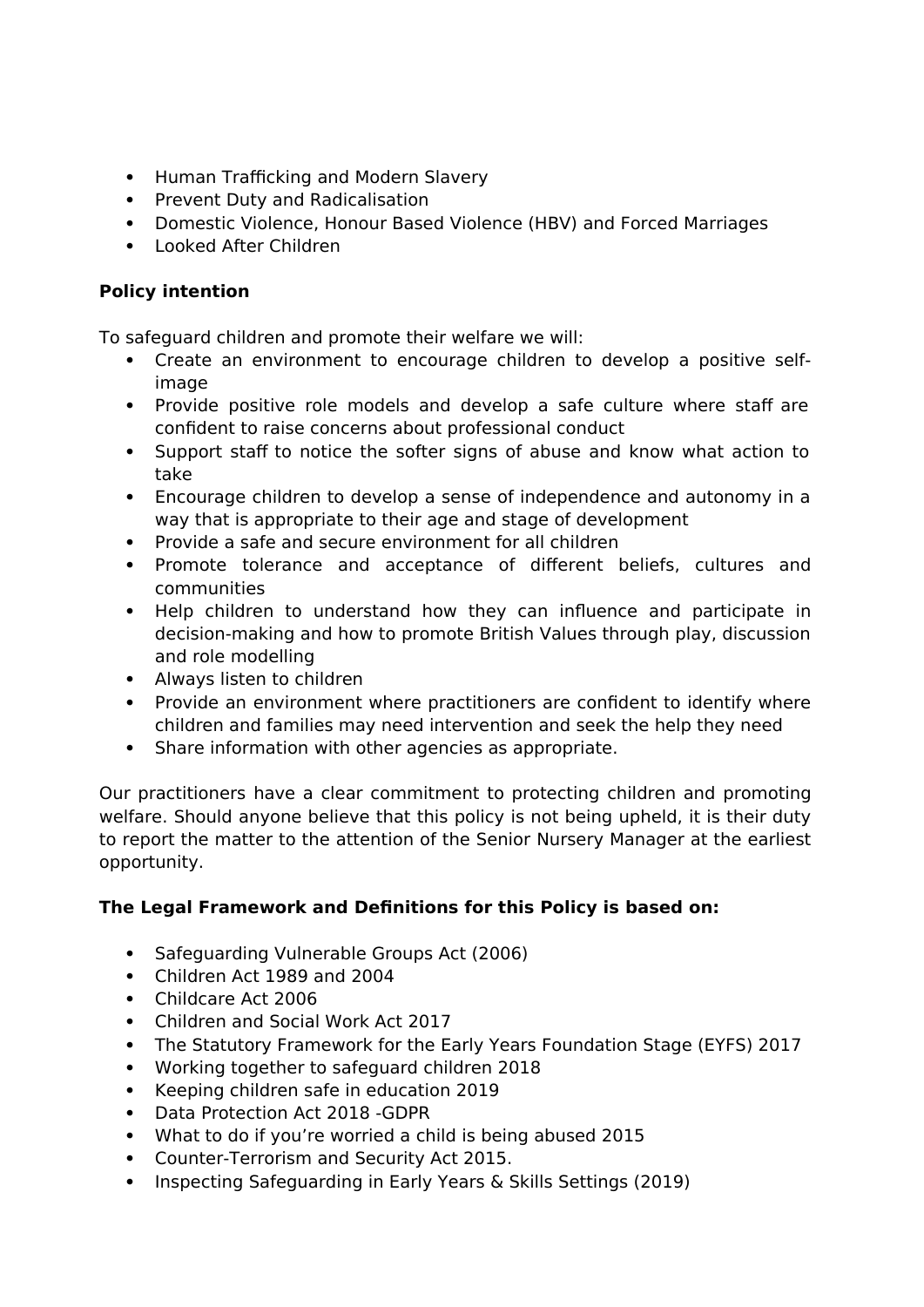- Human Trafficking and Modern Slavery
- Prevent Duty and Radicalisation
- Domestic Violence, Honour Based Violence (HBV) and Forced Marriages
- Looked After Children

**Policy intention**

To safeguard children and promote their welfare we will:

- Create an environment to encourage children to develop a positive self-image
- Provide positive role models and develop a safe culture where staff are confident to raise concerns about professional conduct
- Support staff to notice the softer signs of abuse and know what action to take
- Encourage children to develop a sense of independence and autonomy in a way that is appropriate to their age and stage of development
- Provide a safe and secure environment for all children
- Promote tolerance and acceptance of different beliefs, cultures and communities
- Help children to understand how they can influence and participate in decision-making and how to promote British Values through play, discussion and role modelling
- Always listen to children
- Provide an environment where practitioners are confident to identify where children and families may need intervention and seek the help they need
- Share information with other agencies as appropriate.

Our practitioners have a clear commitment to protecting children and promoting welfare. Should anyone believe that this policy is not being upheld, it is their duty to report the matter to the attention of the Senior Nursery Manager at the earliest opportunity.

**The Legal Framework and Definitions for this Policy is based on:**

- Safeguarding Vulnerable Groups Act (2006)
- Children Act 1989 and 2004
- Childcare Act 2006
- Children and Social Work Act 2017
- The Statutory Framework for the Early Years Foundation Stage (EYFS) 2017
- Working together to safeguard children 2018
- Keeping children safe in education 2019
- Data Protection Act 2018 -GDPR
- What to do if you're worried a child is being abused 2015
- Counter-Terrorism and Security Act 2015.
- Inspecting Safeguarding in Early Years & Skills Settings (2019)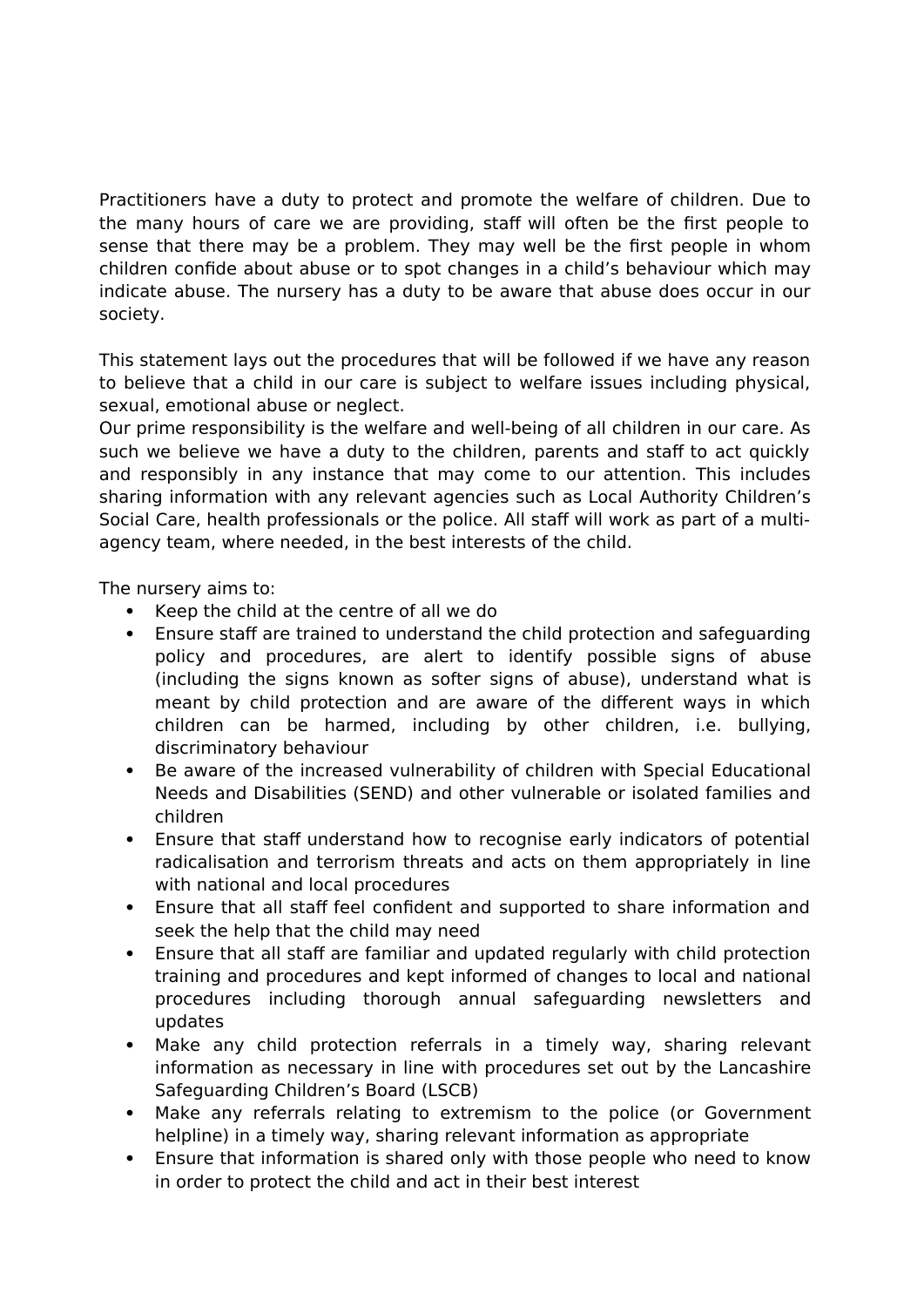Practitioners have a duty to protect and promote the welfare of children. Due to the many hours of care we are providing, staff will often be the first people to sense that there may be a problem. They may well be the first people in whom children confide about abuse or to spot changes in a child's behaviour which may indicate abuse. The nursery has a duty to be aware that abuse does occur in our society.

This statement lays out the procedures that will be followed if we have any reason to believe that a child in our care is subject to welfare issues including physical, sexual, emotional abuse or neglect.
Our prime responsibility is the welfare and well-being of all children in our care. As such we believe we have a duty to the children, parents and staff to act quickly and responsibly in any instance that may come to our attention. This includes sharing information with any relevant agencies such as Local Authority Children's Social Care, health professionals or the police. All staff will work as part of a multi-agency team, where needed, in the best interests of the child.

The nursery aims to:

- Keep the child at the centre of all we do
- Ensure staff are trained to understand the child protection and safeguarding policy and procedures, are alert to identify possible signs of abuse (including the signs known as softer signs of abuse), understand what is meant by child protection and are aware of the different ways in which children can be harmed, including by other children, i.e. bullying, discriminatory behaviour
- Be aware of the increased vulnerability of children with Special Educational Needs and Disabilities (SEND) and other vulnerable or isolated families and children
- Ensure that staff understand how to recognise early indicators of potential radicalisation and terrorism threats and acts on them appropriately in line with national and local procedures
- Ensure that all staff feel confident and supported to share information and seek the help that the child may need
- Ensure that all staff are familiar and updated regularly with child protection training and procedures and kept informed of changes to local and national procedures including thorough annual safeguarding newsletters and updates
- Make any child protection referrals in a timely way, sharing relevant information as necessary in line with procedures set out by the Lancashire Safeguarding Children's Board (LSCB)
- Make any referrals relating to extremism to the police (or Government helpline) in a timely way, sharing relevant information as appropriate
- Ensure that information is shared only with those people who need to know in order to protect the child and act in their best interest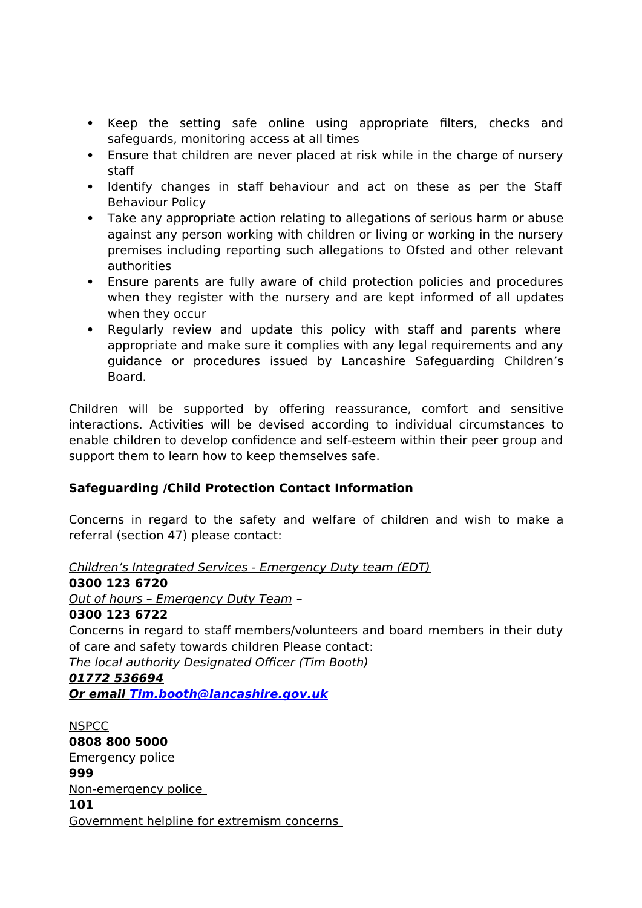- Keep the setting safe online using appropriate filters, checks and safeguards, monitoring access at all times
- Ensure that children are never placed at risk while in the charge of nursery staff
- Identify changes in staff behaviour and act on these as per the Staff Behaviour Policy
- Take any appropriate action relating to allegations of serious harm or abuse against any person working with children or living or working in the nursery premises including reporting such allegations to Ofsted and other relevant authorities
- Ensure parents are fully aware of child protection policies and procedures when they register with the nursery and are kept informed of all updates when they occur
- Regularly review and update this policy with staff and parents where appropriate and make sure it complies with any legal requirements and any guidance or procedures issued by Lancashire Safeguarding Children's Board.

Children will be supported by offering reassurance, comfort and sensitive interactions. Activities will be devised according to individual circumstances to enable children to develop confidence and self-esteem within their peer group and support them to learn how to keep themselves safe.

**Safeguarding /Child Protection Contact Information**

Concerns in regard to the safety and welfare of children and wish to make a referral (section 47) please contact:

*Children's Integrated Services - Emergency Duty team (EDT)*
**0300 123 6720**
*Out of hours – Emergency Duty Team* –
**0300 123 6722**
Concerns in regard to staff members/volunteers and board members in their duty of care and safety towards children Please contact:
*The local authority Designated Officer (Tim Booth)*
***01772 536694***
***Or email Tim.booth@lancashire.gov.uk***

NSPCC
**0808 800 5000**
Emergency police
**999**
Non-emergency police
**101**
Government helpline for extremism concerns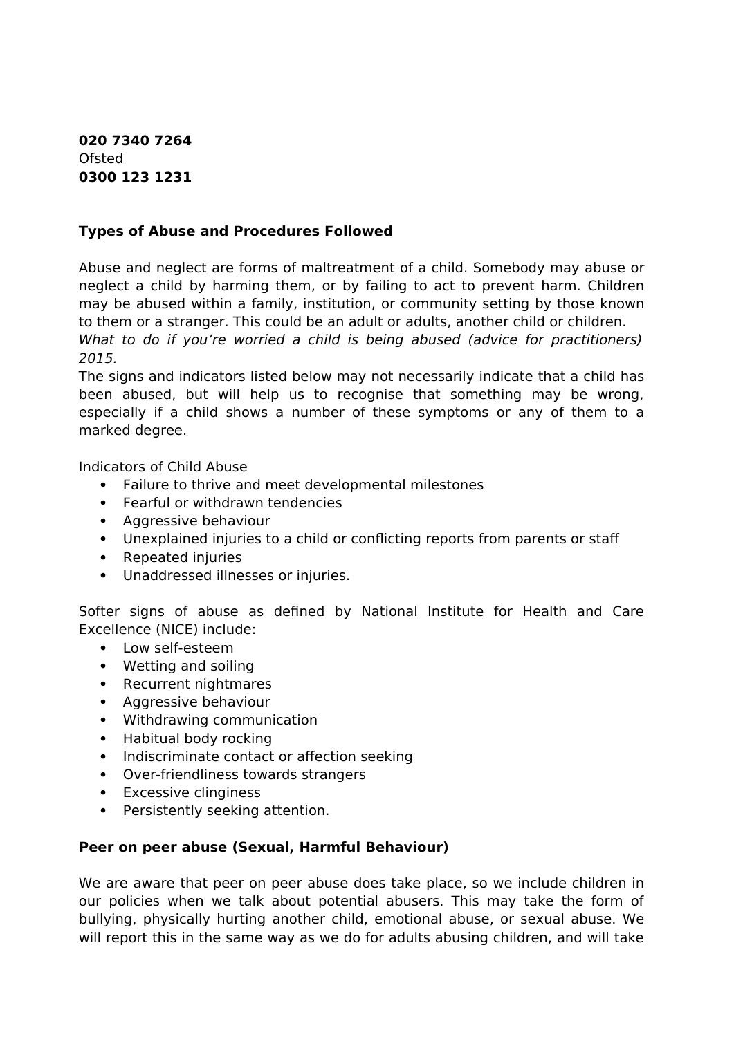**020 7340 7264**
<u>Ofsted</u>
**0300 123 1231**

**Types of Abuse and Procedures Followed**

Abuse and neglect are forms of maltreatment of a child. Somebody may abuse or neglect a child by harming them, or by failing to act to prevent harm. Children may be abused within a family, institution, or community setting by those known to them or a stranger. This could be an adult or adults, another child or children.
*What to do if you're worried a child is being abused (advice for practitioners) 2015.*
The signs and indicators listed below may not necessarily indicate that a child has been abused, but will help us to recognise that something may be wrong, especially if a child shows a number of these symptoms or any of them to a marked degree.

Indicators of Child Abuse

- Failure to thrive and meet developmental milestones
- Fearful or withdrawn tendencies
- Aggressive behaviour
- Unexplained injuries to a child or conflicting reports from parents or staff
- Repeated injuries
- Unaddressed illnesses or injuries.

Softer signs of abuse as defined by National Institute for Health and Care Excellence (NICE) include:

- Low self-esteem
- Wetting and soiling
- Recurrent nightmares
- Aggressive behaviour
- Withdrawing communication
- Habitual body rocking
- Indiscriminate contact or affection seeking
- Over-friendliness towards strangers
- Excessive clinginess
- Persistently seeking attention.

**Peer on peer abuse (Sexual, Harmful Behaviour)**

We are aware that peer on peer abuse does take place, so we include children in our policies when we talk about potential abusers. This may take the form of bullying, physically hurting another child, emotional abuse, or sexual abuse. We will report this in the same way as we do for adults abusing children, and will take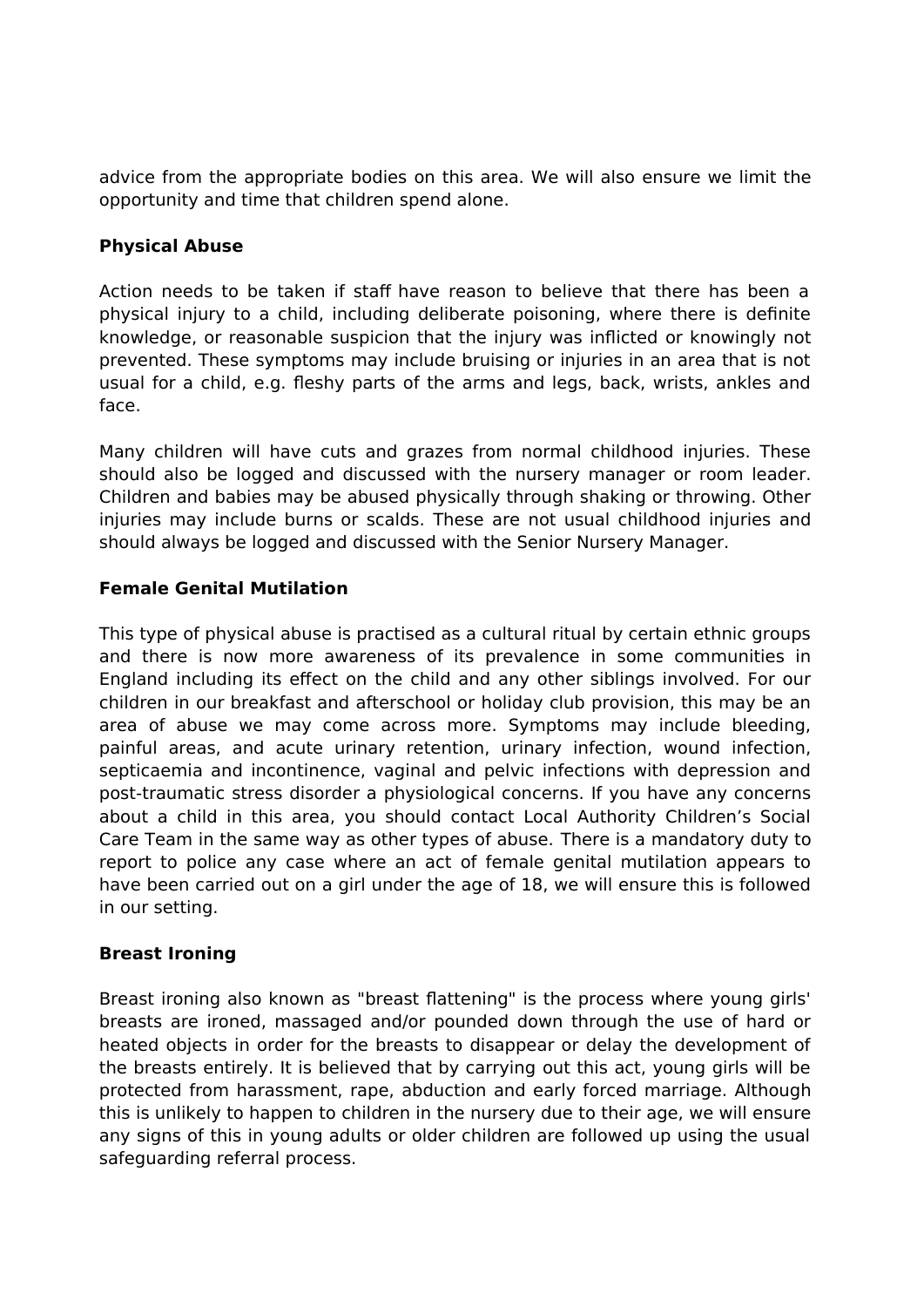advice from the appropriate bodies on this area. We will also ensure we limit the opportunity and time that children spend alone.

**Physical Abuse**

Action needs to be taken if staff have reason to believe that there has been a physical injury to a child, including deliberate poisoning, where there is definite knowledge, or reasonable suspicion that the injury was inflicted or knowingly not prevented. These symptoms may include bruising or injuries in an area that is not usual for a child, e.g. fleshy parts of the arms and legs, back, wrists, ankles and face.

Many children will have cuts and grazes from normal childhood injuries. These should also be logged and discussed with the nursery manager or room leader. Children and babies may be abused physically through shaking or throwing. Other injuries may include burns or scalds. These are not usual childhood injuries and should always be logged and discussed with the Senior Nursery Manager.

**Female Genital Mutilation**

This type of physical abuse is practised as a cultural ritual by certain ethnic groups and there is now more awareness of its prevalence in some communities in England including its effect on the child and any other siblings involved. For our children in our breakfast and afterschool or holiday club provision, this may be an area of abuse we may come across more. Symptoms may include bleeding, painful areas, and acute urinary retention, urinary infection, wound infection, septicaemia and incontinence, vaginal and pelvic infections with depression and post-traumatic stress disorder a physiological concerns. If you have any concerns about a child in this area, you should contact Local Authority Children's Social Care Team in the same way as other types of abuse. There is a mandatory duty to report to police any case where an act of female genital mutilation appears to have been carried out on a girl under the age of 18, we will ensure this is followed in our setting.

**Breast Ironing**

Breast ironing also known as "breast flattening" is the process where young girls' breasts are ironed, massaged and/or pounded down through the use of hard or heated objects in order for the breasts to disappear or delay the development of the breasts entirely. It is believed that by carrying out this act, young girls will be protected from harassment, rape, abduction and early forced marriage. Although this is unlikely to happen to children in the nursery due to their age, we will ensure any signs of this in young adults or older children are followed up using the usual safeguarding referral process.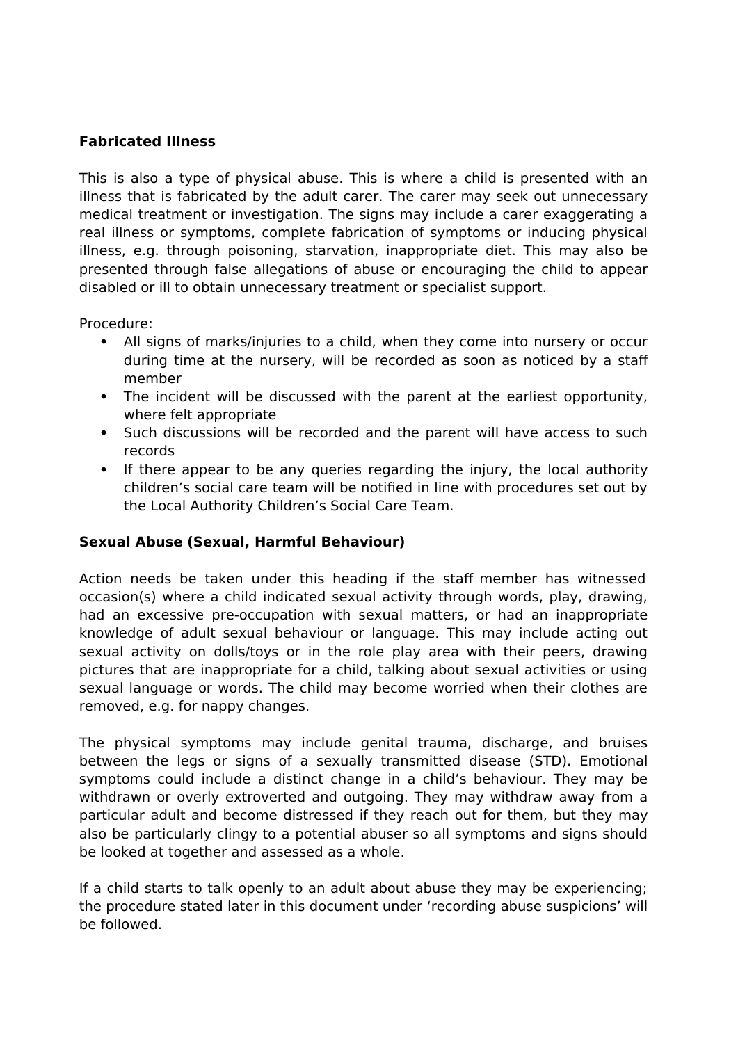**Fabricated Illness**

This is also a type of physical abuse. This is where a child is presented with an illness that is fabricated by the adult carer. The carer may seek out unnecessary medical treatment or investigation. The signs may include a carer exaggerating a real illness or symptoms, complete fabrication of symptoms or inducing physical illness, e.g. through poisoning, starvation, inappropriate diet. This may also be presented through false allegations of abuse or encouraging the child to appear disabled or ill to obtain unnecessary treatment or specialist support.

Procedure:

- All signs of marks/injuries to a child, when they come into nursery or occur during time at the nursery, will be recorded as soon as noticed by a staff member
- The incident will be discussed with the parent at the earliest opportunity, where felt appropriate
- Such discussions will be recorded and the parent will have access to such records
- If there appear to be any queries regarding the injury, the local authority children's social care team will be notified in line with procedures set out by the Local Authority Children's Social Care Team.

**Sexual Abuse (Sexual, Harmful Behaviour)**

Action needs be taken under this heading if the staff member has witnessed occasion(s) where a child indicated sexual activity through words, play, drawing, had an excessive pre-occupation with sexual matters, or had an inappropriate knowledge of adult sexual behaviour or language. This may include acting out sexual activity on dolls/toys or in the role play area with their peers, drawing pictures that are inappropriate for a child, talking about sexual activities or using sexual language or words. The child may become worried when their clothes are removed, e.g. for nappy changes.

The physical symptoms may include genital trauma, discharge, and bruises between the legs or signs of a sexually transmitted disease (STD). Emotional symptoms could include a distinct change in a child's behaviour. They may be withdrawn or overly extroverted and outgoing. They may withdraw away from a particular adult and become distressed if they reach out for them, but they may also be particularly clingy to a potential abuser so all symptoms and signs should be looked at together and assessed as a whole.

If a child starts to talk openly to an adult about abuse they may be experiencing; the procedure stated later in this document under 'recording abuse suspicions' will be followed.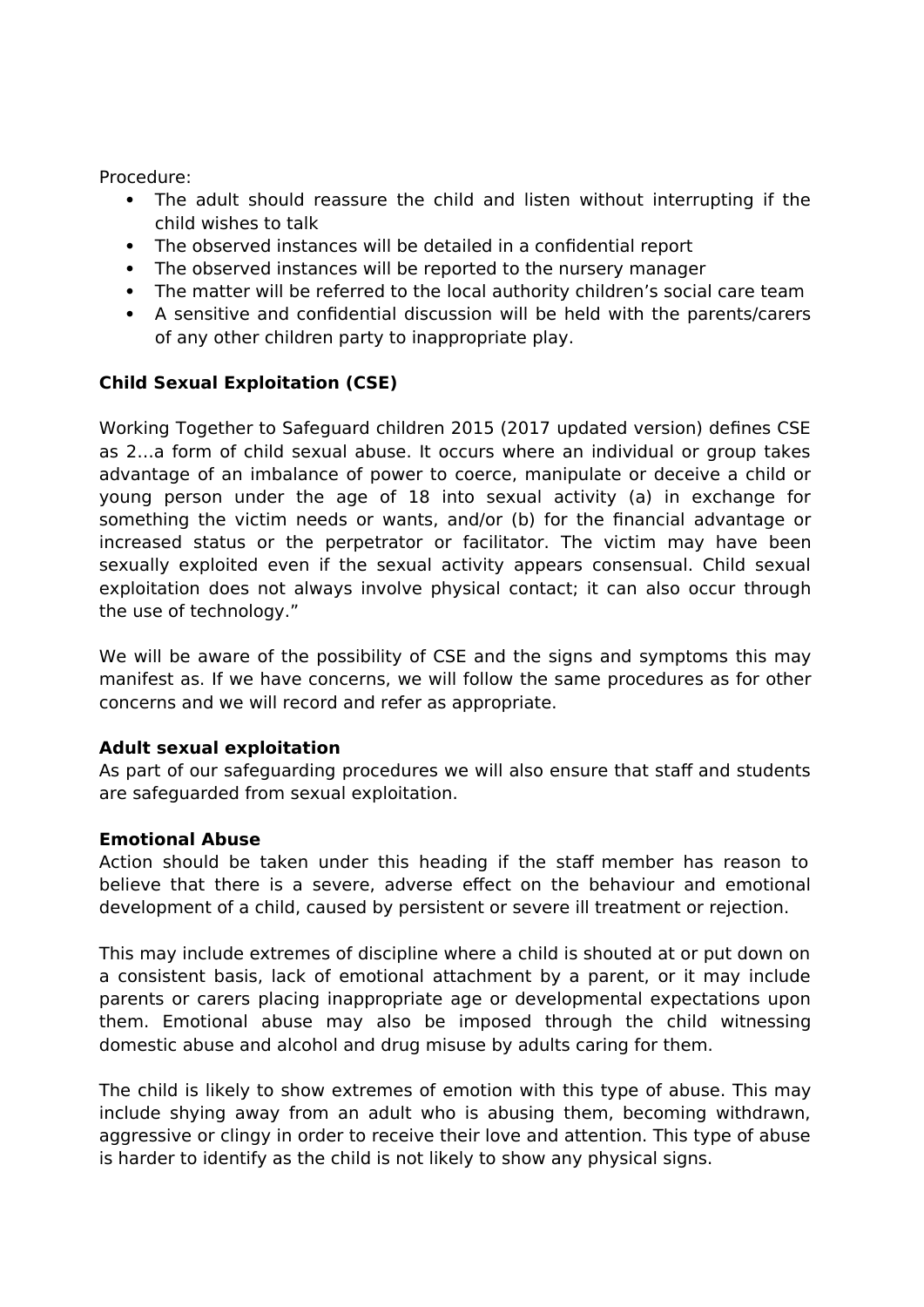Procedure:

- The adult should reassure the child and listen without interrupting if the child wishes to talk
- The observed instances will be detailed in a confidential report
- The observed instances will be reported to the nursery manager
- The matter will be referred to the local authority children's social care team
- A sensitive and confidential discussion will be held with the parents/carers of any other children party to inappropriate play.

**Child Sexual Exploitation (CSE)**

Working Together to Safeguard children 2015 (2017 updated version) defines CSE as 2…a form of child sexual abuse. It occurs where an individual or group takes advantage of an imbalance of power to coerce, manipulate or deceive a child or young person under the age of 18 into sexual activity (a) in exchange for something the victim needs or wants, and/or (b) for the financial advantage or increased status or the perpetrator or facilitator. The victim may have been sexually exploited even if the sexual activity appears consensual. Child sexual exploitation does not always involve physical contact; it can also occur through the use of technology."

We will be aware of the possibility of CSE and the signs and symptoms this may manifest as. If we have concerns, we will follow the same procedures as for other concerns and we will record and refer as appropriate.

**Adult sexual exploitation**

As part of our safeguarding procedures we will also ensure that staff and students are safeguarded from sexual exploitation.

**Emotional Abuse**

Action should be taken under this heading if the staff member has reason to believe that there is a severe, adverse effect on the behaviour and emotional development of a child, caused by persistent or severe ill treatment or rejection.

This may include extremes of discipline where a child is shouted at or put down on a consistent basis, lack of emotional attachment by a parent, or it may include parents or carers placing inappropriate age or developmental expectations upon them. Emotional abuse may also be imposed through the child witnessing domestic abuse and alcohol and drug misuse by adults caring for them.

The child is likely to show extremes of emotion with this type of abuse. This may include shying away from an adult who is abusing them, becoming withdrawn, aggressive or clingy in order to receive their love and attention. This type of abuse is harder to identify as the child is not likely to show any physical signs.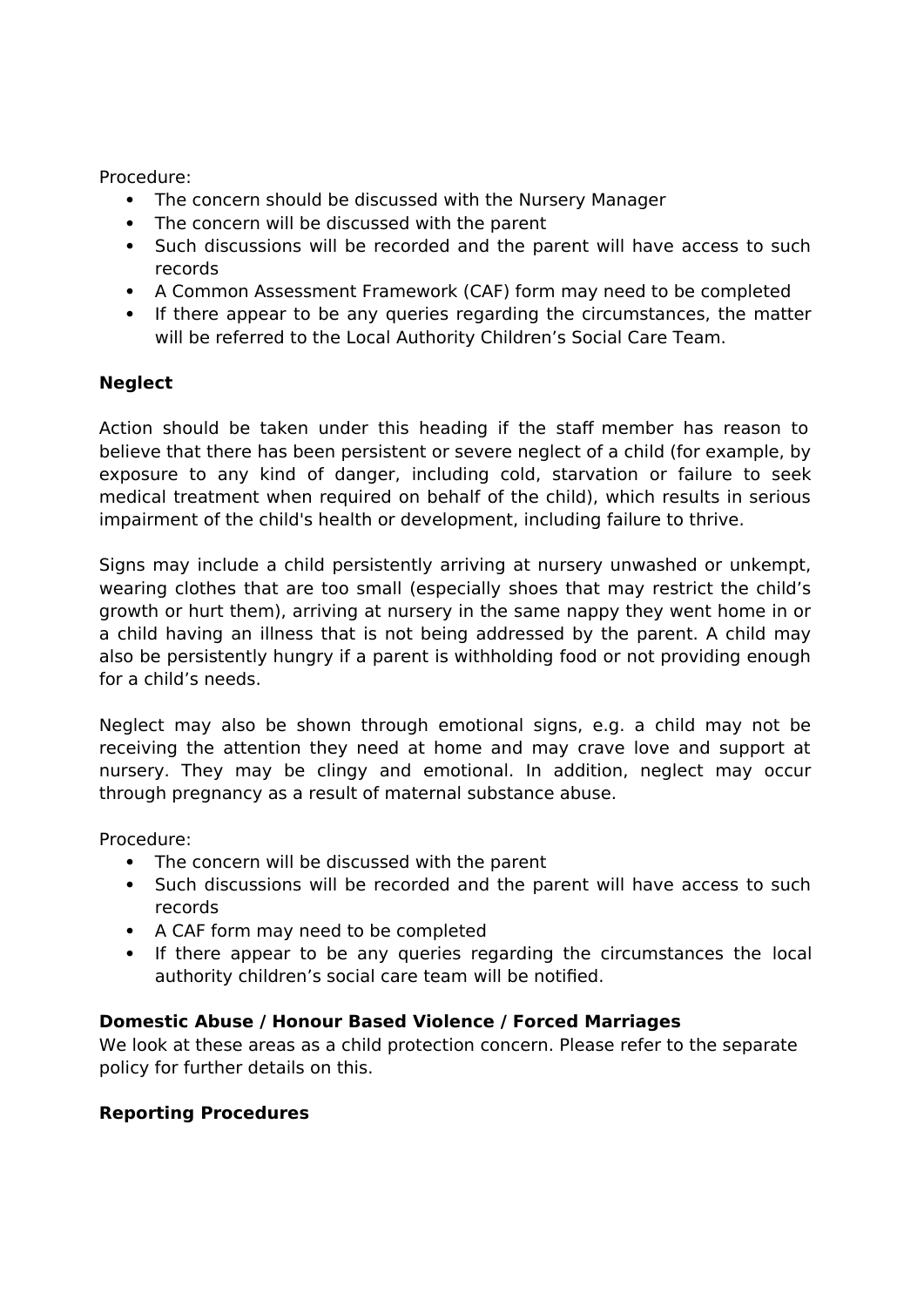Procedure:

- The concern should be discussed with the Nursery Manager
- The concern will be discussed with the parent
- Such discussions will be recorded and the parent will have access to such records
- A Common Assessment Framework (CAF) form may need to be completed
- If there appear to be any queries regarding the circumstances, the matter will be referred to the Local Authority Children's Social Care Team.

**Neglect**

Action should be taken under this heading if the staff member has reason to believe that there has been persistent or severe neglect of a child (for example, by exposure to any kind of danger, including cold, starvation or failure to seek medical treatment when required on behalf of the child), which results in serious impairment of the child's health or development, including failure to thrive.

Signs may include a child persistently arriving at nursery unwashed or unkempt, wearing clothes that are too small (especially shoes that may restrict the child's growth or hurt them), arriving at nursery in the same nappy they went home in or a child having an illness that is not being addressed by the parent. A child may also be persistently hungry if a parent is withholding food or not providing enough for a child's needs.

Neglect may also be shown through emotional signs, e.g. a child may not be receiving the attention they need at home and may crave love and support at nursery. They may be clingy and emotional. In addition, neglect may occur through pregnancy as a result of maternal substance abuse.

Procedure:

- The concern will be discussed with the parent
- Such discussions will be recorded and the parent will have access to such records
- A CAF form may need to be completed
- If there appear to be any queries regarding the circumstances the local authority children's social care team will be notified.

**Domestic Abuse / Honour Based Violence / Forced Marriages**

We look at these areas as a child protection concern. Please refer to the separate policy for further details on this.

**Reporting Procedures**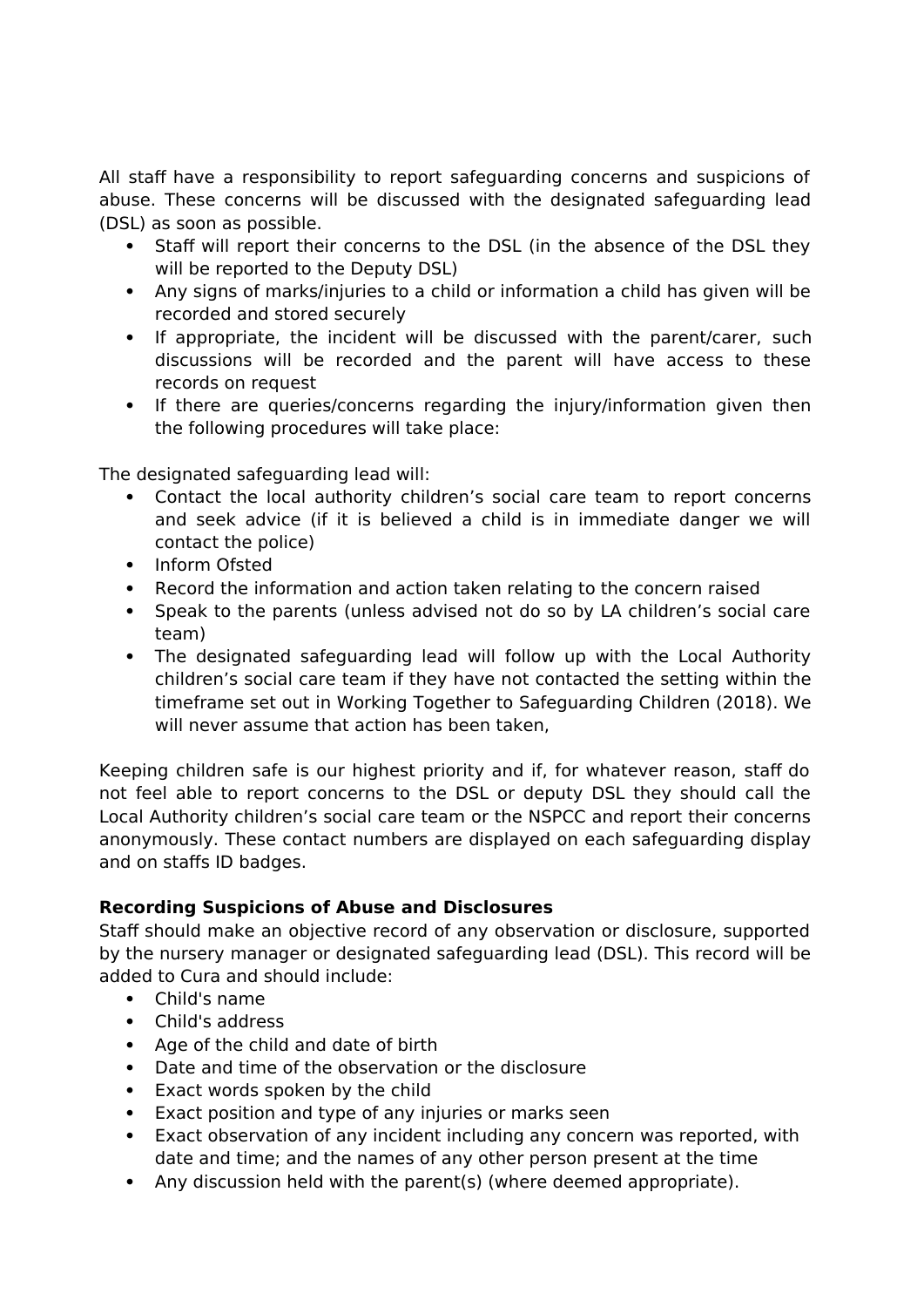All staff have a responsibility to report safeguarding concerns and suspicions of abuse. These concerns will be discussed with the designated safeguarding lead (DSL) as soon as possible.

- Staff will report their concerns to the DSL (in the absence of the DSL they will be reported to the Deputy DSL)
- Any signs of marks/injuries to a child or information a child has given will be recorded and stored securely
- If appropriate, the incident will be discussed with the parent/carer, such discussions will be recorded and the parent will have access to these records on request
- If there are queries/concerns regarding the injury/information given then the following procedures will take place:

The designated safeguarding lead will:

- Contact the local authority children's social care team to report concerns and seek advice (if it is believed a child is in immediate danger we will contact the police)
- Inform Ofsted
- Record the information and action taken relating to the concern raised
- Speak to the parents (unless advised not do so by LA children's social care team)
- The designated safeguarding lead will follow up with the Local Authority children's social care team if they have not contacted the setting within the timeframe set out in Working Together to Safeguarding Children (2018). We will never assume that action has been taken,

Keeping children safe is our highest priority and if, for whatever reason, staff do not feel able to report concerns to the DSL or deputy DSL they should call the Local Authority children's social care team or the NSPCC and report their concerns anonymously. These contact numbers are displayed on each safeguarding display and on staffs ID badges.

**Recording Suspicions of Abuse and Disclosures**

Staff should make an objective record of any observation or disclosure, supported by the nursery manager or designated safeguarding lead (DSL). This record will be added to Cura and should include:

- Child's name
- Child's address
- Age of the child and date of birth
- Date and time of the observation or the disclosure
- Exact words spoken by the child
- Exact position and type of any injuries or marks seen
- Exact observation of any incident including any concern was reported, with date and time; and the names of any other person present at the time
- Any discussion held with the parent(s) (where deemed appropriate).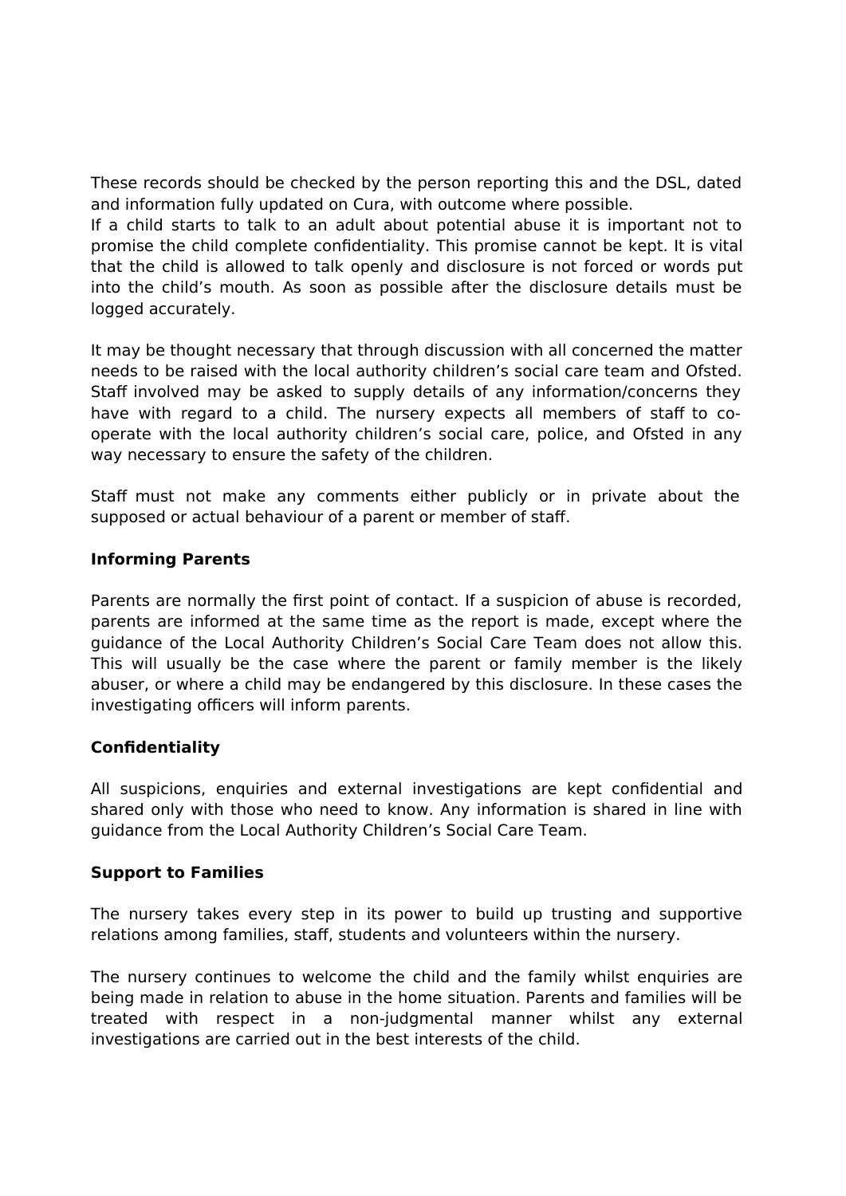These records should be checked by the person reporting this and the DSL, dated and information fully updated on Cura, with outcome where possible.
If a child starts to talk to an adult about potential abuse it is important not to promise the child complete confidentiality. This promise cannot be kept. It is vital that the child is allowed to talk openly and disclosure is not forced or words put into the child's mouth. As soon as possible after the disclosure details must be logged accurately.

It may be thought necessary that through discussion with all concerned the matter needs to be raised with the local authority children's social care team and Ofsted. Staff involved may be asked to supply details of any information/concerns they have with regard to a child. The nursery expects all members of staff to co-operate with the local authority children's social care, police, and Ofsted in any way necessary to ensure the safety of the children.

Staff must not make any comments either publicly or in private about the supposed or actual behaviour of a parent or member of staff.

**Informing Parents**

Parents are normally the first point of contact. If a suspicion of abuse is recorded, parents are informed at the same time as the report is made, except where the guidance of the Local Authority Children's Social Care Team does not allow this. This will usually be the case where the parent or family member is the likely abuser, or where a child may be endangered by this disclosure. In these cases the investigating officers will inform parents.

**Confidentiality**

All suspicions, enquiries and external investigations are kept confidential and shared only with those who need to know. Any information is shared in line with guidance from the Local Authority Children's Social Care Team.

**Support to Families**

The nursery takes every step in its power to build up trusting and supportive relations among families, staff, students and volunteers within the nursery.

The nursery continues to welcome the child and the family whilst enquiries are being made in relation to abuse in the home situation. Parents and families will be treated with respect in a non-judgmental manner whilst any external investigations are carried out in the best interests of the child.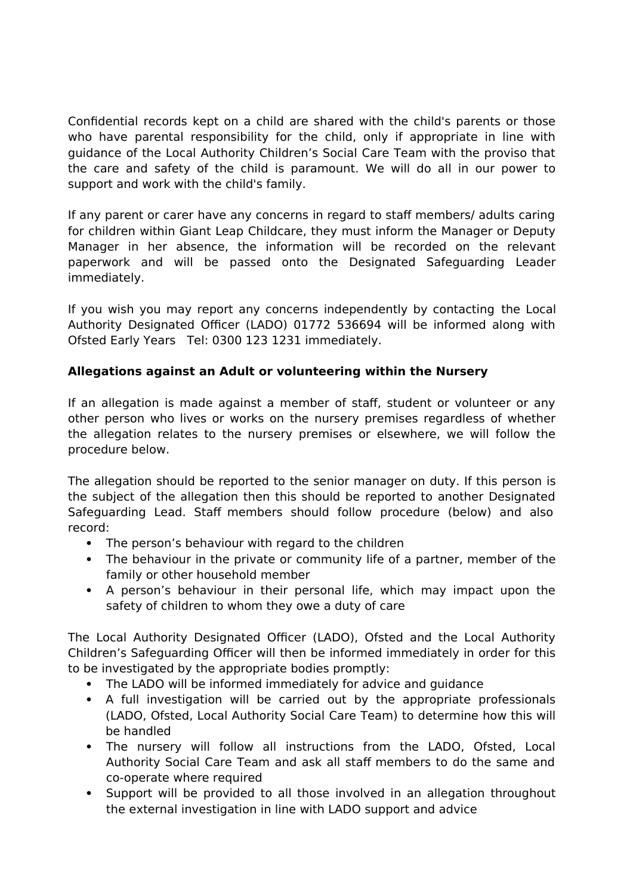Confidential records kept on a child are shared with the child's parents or those who have parental responsibility for the child, only if appropriate in line with guidance of the Local Authority Children's Social Care Team with the proviso that the care and safety of the child is paramount. We will do all in our power to support and work with the child's family.

If any parent or carer have any concerns in regard to staff members/ adults caring for children within Giant Leap Childcare, they must inform the Manager or Deputy Manager in her absence, the information will be recorded on the relevant paperwork and will be passed onto the Designated Safeguarding Leader immediately.

If you wish you may report any concerns independently by contacting the Local Authority Designated Officer (LADO) 01772 536694 will be informed along with Ofsted Early Years Tel: 0300 123 1231 immediately.

**Allegations against an Adult or volunteering within the Nursery**

If an allegation is made against a member of staff, student or volunteer or any other person who lives or works on the nursery premises regardless of whether the allegation relates to the nursery premises or elsewhere, we will follow the procedure below.

The allegation should be reported to the senior manager on duty. If this person is the subject of the allegation then this should be reported to another Designated Safeguarding Lead. Staff members should follow procedure (below) and also record:

- The person's behaviour with regard to the children
- The behaviour in the private or community life of a partner, member of the family or other household member
- A person's behaviour in their personal life, which may impact upon the safety of children to whom they owe a duty of care

The Local Authority Designated Officer (LADO), Ofsted and the Local Authority Children's Safeguarding Officer will then be informed immediately in order for this to be investigated by the appropriate bodies promptly:

- The LADO will be informed immediately for advice and guidance
- A full investigation will be carried out by the appropriate professionals (LADO, Ofsted, Local Authority Social Care Team) to determine how this will be handled
- The nursery will follow all instructions from the LADO, Ofsted, Local Authority Social Care Team and ask all staff members to do the same and co-operate where required
- Support will be provided to all those involved in an allegation throughout the external investigation in line with LADO support and advice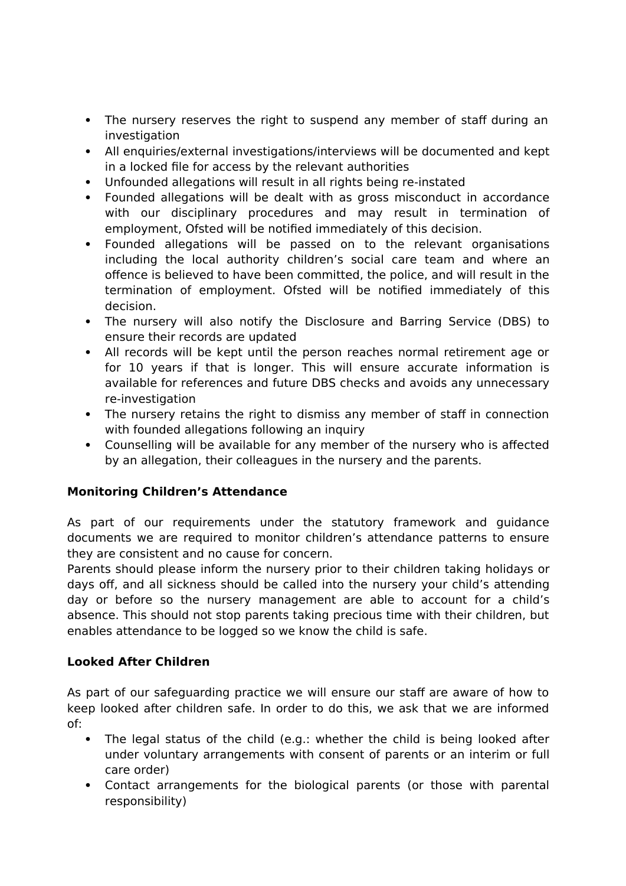- The nursery reserves the right to suspend any member of staff during an investigation
- All enquiries/external investigations/interviews will be documented and kept in a locked file for access by the relevant authorities
- Unfounded allegations will result in all rights being re-instated
- Founded allegations will be dealt with as gross misconduct in accordance with our disciplinary procedures and may result in termination of employment, Ofsted will be notified immediately of this decision.
- Founded allegations will be passed on to the relevant organisations including the local authority children's social care team and where an offence is believed to have been committed, the police, and will result in the termination of employment. Ofsted will be notified immediately of this decision.
- The nursery will also notify the Disclosure and Barring Service (DBS) to ensure their records are updated
- All records will be kept until the person reaches normal retirement age or for 10 years if that is longer. This will ensure accurate information is available for references and future DBS checks and avoids any unnecessary re-investigation
- The nursery retains the right to dismiss any member of staff in connection with founded allegations following an inquiry
- Counselling will be available for any member of the nursery who is affected by an allegation, their colleagues in the nursery and the parents.

**Monitoring Children's Attendance**

As part of our requirements under the statutory framework and guidance documents we are required to monitor children's attendance patterns to ensure they are consistent and no cause for concern.
Parents should please inform the nursery prior to their children taking holidays or days off, and all sickness should be called into the nursery your child's attending day or before so the nursery management are able to account for a child's absence. This should not stop parents taking precious time with their children, but enables attendance to be logged so we know the child is safe.

**Looked After Children**

As part of our safeguarding practice we will ensure our staff are aware of how to keep looked after children safe. In order to do this, we ask that we are informed of:

- The legal status of the child (e.g.: whether the child is being looked after under voluntary arrangements with consent of parents or an interim or full care order)
- Contact arrangements for the biological parents (or those with parental responsibility)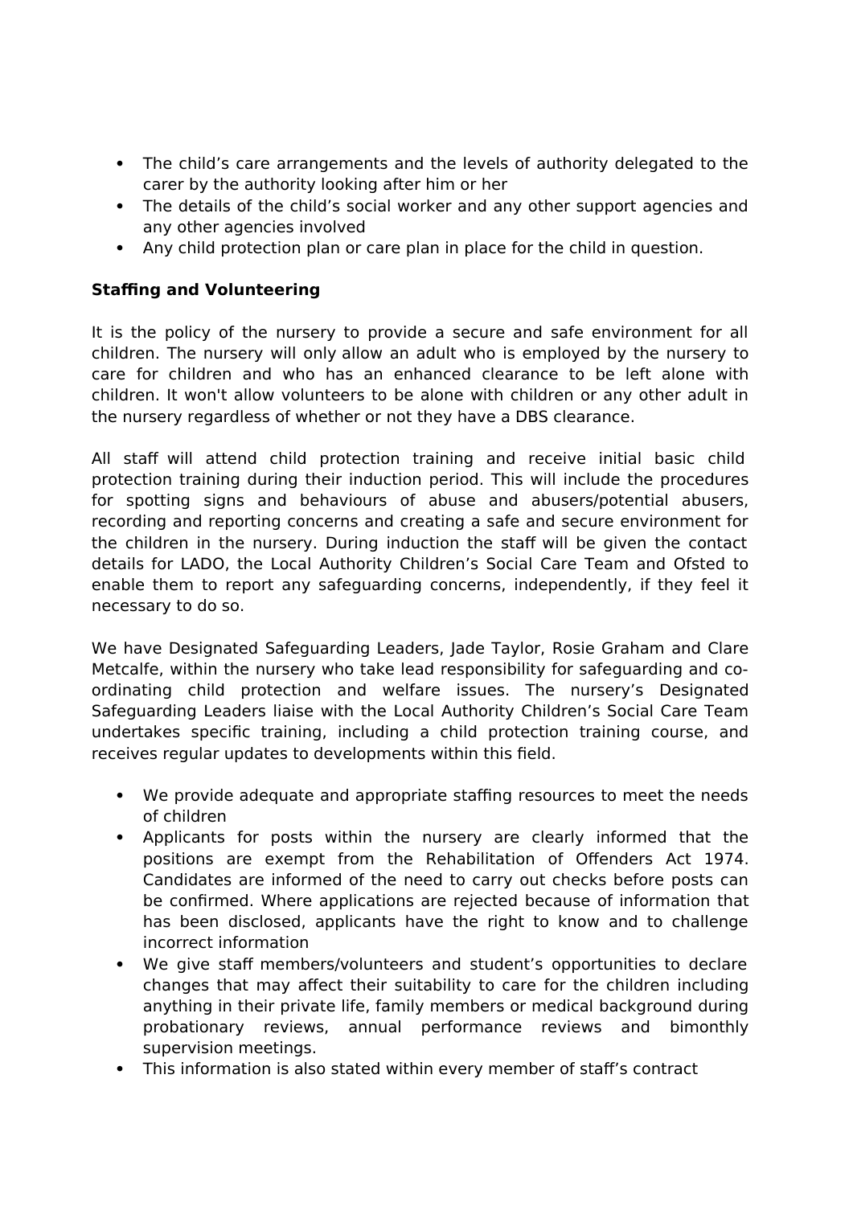- The child's care arrangements and the levels of authority delegated to the carer by the authority looking after him or her
- The details of the child's social worker and any other support agencies and any other agencies involved
- Any child protection plan or care plan in place for the child in question.

**Staffing and Volunteering**

It is the policy of the nursery to provide a secure and safe environment for all children. The nursery will only allow an adult who is employed by the nursery to care for children and who has an enhanced clearance to be left alone with children. It won't allow volunteers to be alone with children or any other adult in the nursery regardless of whether or not they have a DBS clearance.

All staff will attend child protection training and receive initial basic child protection training during their induction period. This will include the procedures for spotting signs and behaviours of abuse and abusers/potential abusers, recording and reporting concerns and creating a safe and secure environment for the children in the nursery. During induction the staff will be given the contact details for LADO, the Local Authority Children's Social Care Team and Ofsted to enable them to report any safeguarding concerns, independently, if they feel it necessary to do so.

We have Designated Safeguarding Leaders, Jade Taylor, Rosie Graham and Clare Metcalfe, within the nursery who take lead responsibility for safeguarding and co-ordinating child protection and welfare issues. The nursery's Designated Safeguarding Leaders liaise with the Local Authority Children's Social Care Team undertakes specific training, including a child protection training course, and receives regular updates to developments within this field.

- We provide adequate and appropriate staffing resources to meet the needs of children
- Applicants for posts within the nursery are clearly informed that the positions are exempt from the Rehabilitation of Offenders Act 1974. Candidates are informed of the need to carry out checks before posts can be confirmed. Where applications are rejected because of information that has been disclosed, applicants have the right to know and to challenge incorrect information
- We give staff members/volunteers and student's opportunities to declare changes that may affect their suitability to care for the children including anything in their private life, family members or medical background during probationary reviews, annual performance reviews and bimonthly supervision meetings.
- This information is also stated within every member of staff's contract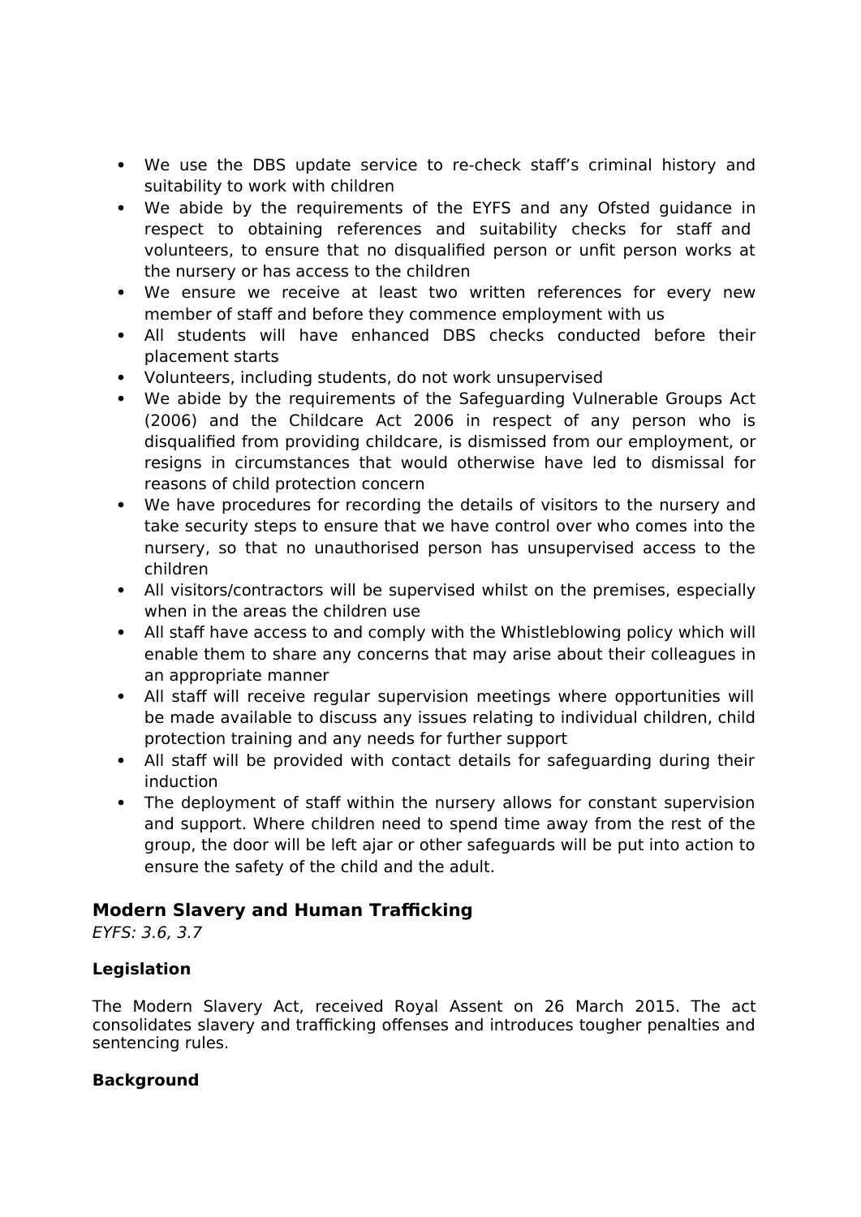- We use the DBS update service to re-check staff's criminal history and suitability to work with children
- We abide by the requirements of the EYFS and any Ofsted guidance in respect to obtaining references and suitability checks for staff and volunteers, to ensure that no disqualified person or unfit person works at the nursery or has access to the children
- We ensure we receive at least two written references for every new member of staff and before they commence employment with us
- All students will have enhanced DBS checks conducted before their placement starts
- Volunteers, including students, do not work unsupervised
- We abide by the requirements of the Safeguarding Vulnerable Groups Act (2006) and the Childcare Act 2006 in respect of any person who is disqualified from providing childcare, is dismissed from our employment, or resigns in circumstances that would otherwise have led to dismissal for reasons of child protection concern
- We have procedures for recording the details of visitors to the nursery and take security steps to ensure that we have control over who comes into the nursery, so that no unauthorised person has unsupervised access to the children
- All visitors/contractors will be supervised whilst on the premises, especially when in the areas the children use
- All staff have access to and comply with the Whistleblowing policy which will enable them to share any concerns that may arise about their colleagues in an appropriate manner
- All staff will receive regular supervision meetings where opportunities will be made available to discuss any issues relating to individual children, child protection training and any needs for further support
- All staff will be provided with contact details for safeguarding during their induction
- The deployment of staff within the nursery allows for constant supervision and support. Where children need to spend time away from the rest of the group, the door will be left ajar or other safeguards will be put into action to ensure the safety of the child and the adult.

## Modern Slavery and Human Trafficking

*EYFS: 3.6, 3.7*

### Legislation

The Modern Slavery Act, received Royal Assent on 26 March 2015. The act consolidates slavery and trafficking offenses and introduces tougher penalties and sentencing rules.

### Background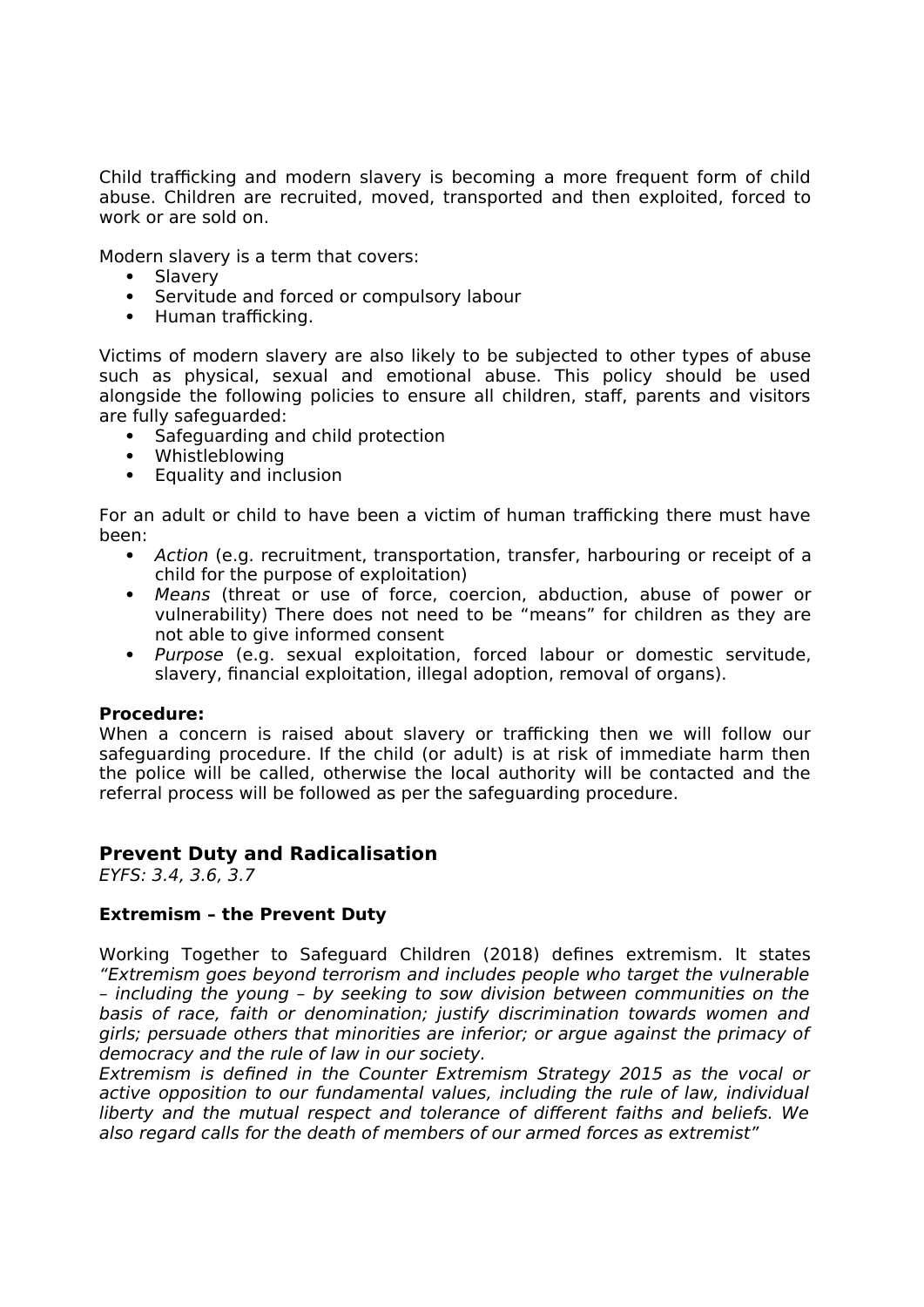Child trafficking and modern slavery is becoming a more frequent form of child abuse. Children are recruited, moved, transported and then exploited, forced to work or are sold on.

Modern slavery is a term that covers:

- Slavery
- Servitude and forced or compulsory labour
- Human trafficking.

Victims of modern slavery are also likely to be subjected to other types of abuse such as physical, sexual and emotional abuse. This policy should be used alongside the following policies to ensure all children, staff, parents and visitors are fully safeguarded:

- Safeguarding and child protection
- Whistleblowing
- Equality and inclusion

For an adult or child to have been a victim of human trafficking there must have been:

- *Action* (e.g. recruitment, transportation, transfer, harbouring or receipt of a child for the purpose of exploitation)
- *Means* (threat or use of force, coercion, abduction, abuse of power or vulnerability) There does not need to be "means" for children as they are not able to give informed consent
- *Purpose* (e.g. sexual exploitation, forced labour or domestic servitude, slavery, financial exploitation, illegal adoption, removal of organs).

**Procedure:**
When a concern is raised about slavery or trafficking then we will follow our safeguarding procedure. If the child (or adult) is at risk of immediate harm then the police will be called, otherwise the local authority will be contacted and the referral process will be followed as per the safeguarding procedure.

## Prevent Duty and Radicalisation

*EYFS: 3.4, 3.6, 3.7*

**Extremism – the Prevent Duty**

Working Together to Safeguard Children (2018) defines extremism. It states *"Extremism goes beyond terrorism and includes people who target the vulnerable – including the young – by seeking to sow division between communities on the basis of race, faith or denomination; justify discrimination towards women and girls; persuade others that minorities are inferior; or argue against the primacy of democracy and the rule of law in our society.*
*Extremism is defined in the Counter Extremism Strategy 2015 as the vocal or active opposition to our fundamental values, including the rule of law, individual liberty and the mutual respect and tolerance of different faiths and beliefs. We also regard calls for the death of members of our armed forces as extremist"*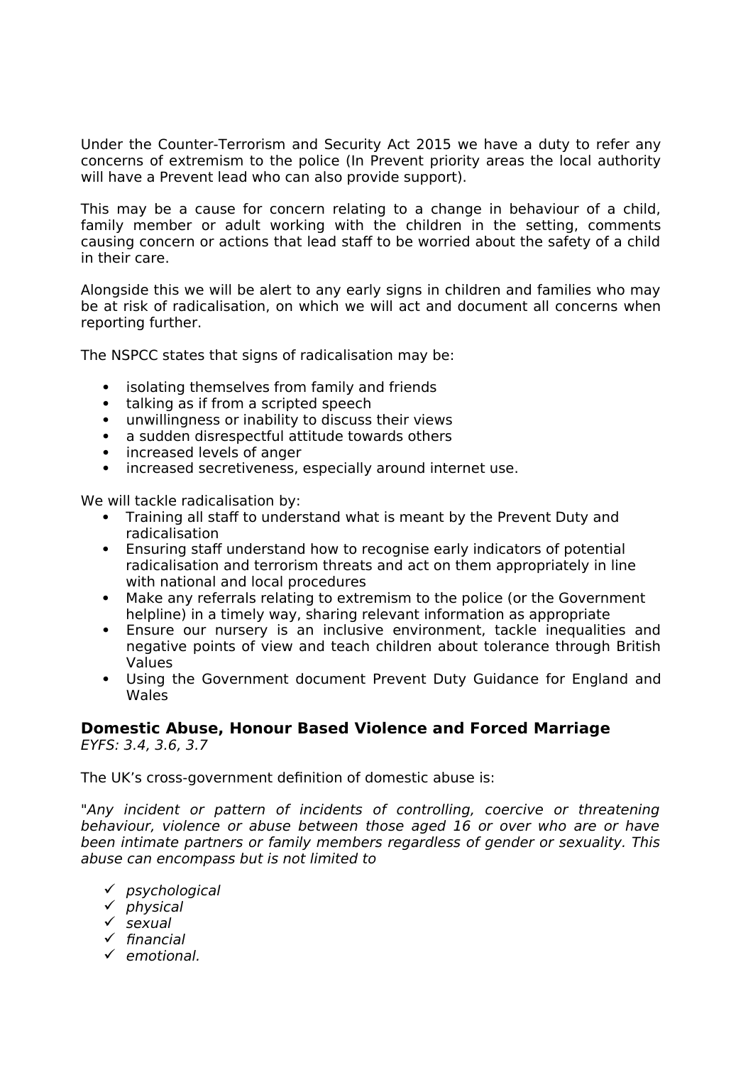Under the Counter-Terrorism and Security Act 2015 we have a duty to refer any concerns of extremism to the police (In Prevent priority areas the local authority will have a Prevent lead who can also provide support).

This may be a cause for concern relating to a change in behaviour of a child, family member or adult working with the children in the setting, comments causing concern or actions that lead staff to be worried about the safety of a child in their care.

Alongside this we will be alert to any early signs in children and families who may be at risk of radicalisation, on which we will act and document all concerns when reporting further.

The NSPCC states that signs of radicalisation may be:

- isolating themselves from family and friends
- talking as if from a scripted speech
- unwillingness or inability to discuss their views
- a sudden disrespectful attitude towards others
- increased levels of anger
- increased secretiveness, especially around internet use.

We will tackle radicalisation by:

- Training all staff to understand what is meant by the Prevent Duty and radicalisation
- Ensuring staff understand how to recognise early indicators of potential radicalisation and terrorism threats and act on them appropriately in line with national and local procedures
- Make any referrals relating to extremism to the police (or the Government helpline) in a timely way, sharing relevant information as appropriate
- Ensure our nursery is an inclusive environment, tackle inequalities and negative points of view and teach children about tolerance through British Values
- Using the Government document Prevent Duty Guidance for England and Wales

### Domestic Abuse, Honour Based Violence and Forced Marriage

*EYFS: 3.4, 3.6, 3.7*

The UK's cross-government definition of domestic abuse is:

*"Any incident or pattern of incidents of controlling, coercive or threatening behaviour, violence or abuse between those aged 16 or over who are or have been intimate partners or family members regardless of gender or sexuality. This abuse can encompass but is not limited to*

- ✓ *psychological*
- ✓ *physical*
- ✓ *sexual*
- ✓ *financial*
- ✓ *emotional.*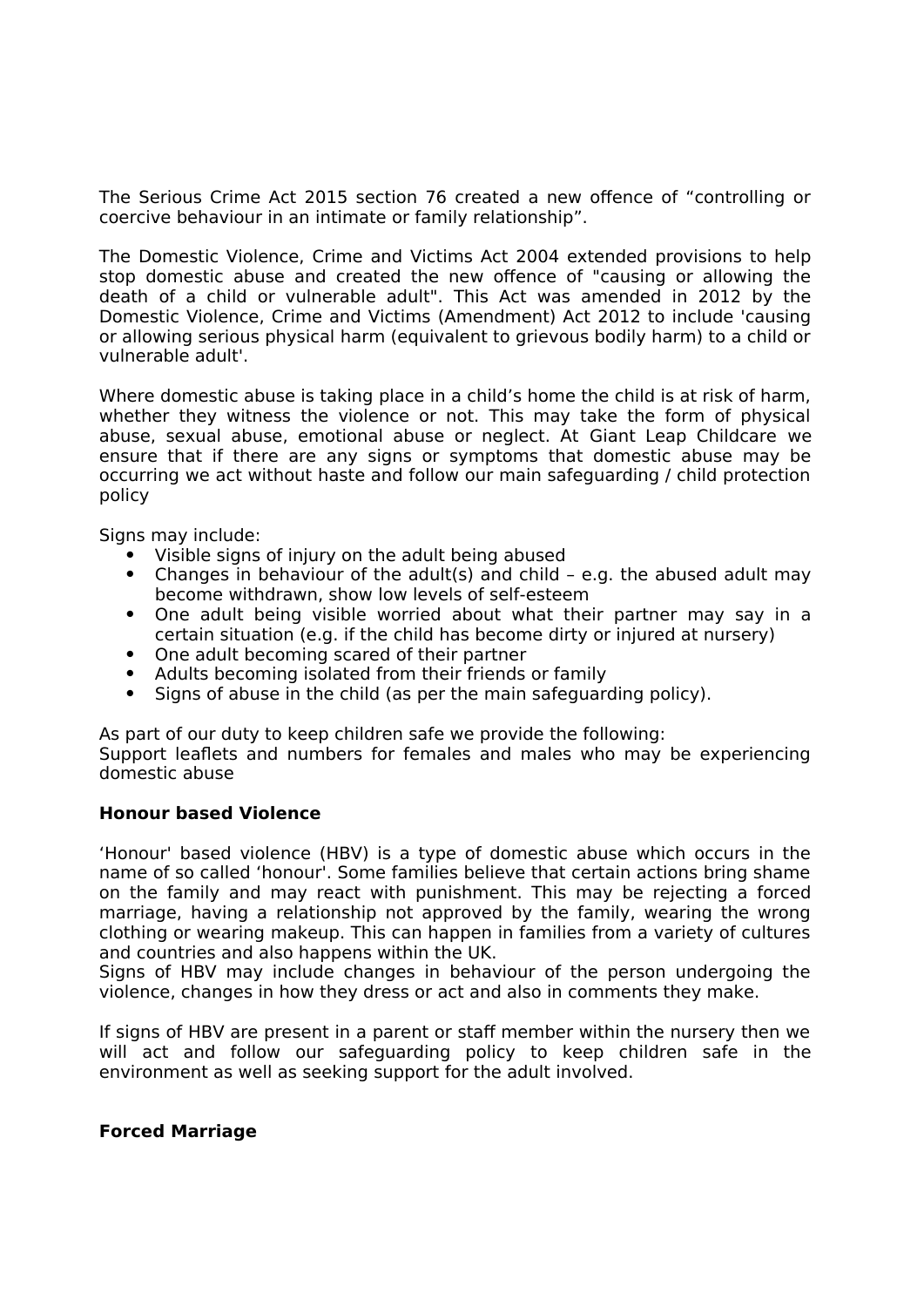The Serious Crime Act 2015 section 76 created a new offence of “controlling or coercive behaviour in an intimate or family relationship”.

The Domestic Violence, Crime and Victims Act 2004 extended provisions to help stop domestic abuse and created the new offence of "causing or allowing the death of a child or vulnerable adult". This Act was amended in 2012 by the Domestic Violence, Crime and Victims (Amendment) Act 2012 to include 'causing or allowing serious physical harm (equivalent to grievous bodily harm) to a child or vulnerable adult'.

Where domestic abuse is taking place in a child’s home the child is at risk of harm, whether they witness the violence or not. This may take the form of physical abuse, sexual abuse, emotional abuse or neglect. At Giant Leap Childcare we ensure that if there are any signs or symptoms that domestic abuse may be occurring we act without haste and follow our main safeguarding / child protection policy

Signs may include:

- Visible signs of injury on the adult being abused
- Changes in behaviour of the adult(s) and child – e.g. the abused adult may become withdrawn, show low levels of self-esteem
- One adult being visible worried about what their partner may say in a certain situation (e.g. if the child has become dirty or injured at nursery)
- One adult becoming scared of their partner
- Adults becoming isolated from their friends or family
- Signs of abuse in the child (as per the main safeguarding policy).

As part of our duty to keep children safe we provide the following:
Support leaflets and numbers for females and males who may be experiencing domestic abuse

**Honour based Violence**

‘Honour' based violence (HBV) is a type of domestic abuse which occurs in the name of so called ‘honour'. Some families believe that certain actions bring shame on the family and may react with punishment. This may be rejecting a forced marriage, having a relationship not approved by the family, wearing the wrong clothing or wearing makeup. This can happen in families from a variety of cultures and countries and also happens within the UK.
Signs of HBV may include changes in behaviour of the person undergoing the violence, changes in how they dress or act and also in comments they make.

If signs of HBV are present in a parent or staff member within the nursery then we will act and follow our safeguarding policy to keep children safe in the environment as well as seeking support for the adult involved.

**Forced Marriage**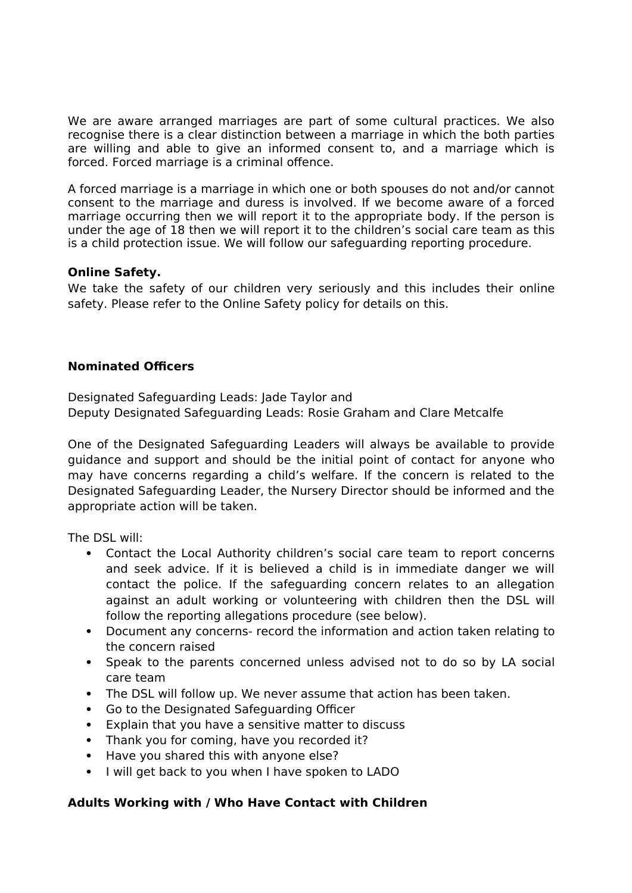We are aware arranged marriages are part of some cultural practices. We also recognise there is a clear distinction between a marriage in which the both parties are willing and able to give an informed consent to, and a marriage which is forced. Forced marriage is a criminal offence.

A forced marriage is a marriage in which one or both spouses do not and/or cannot consent to the marriage and duress is involved. If we become aware of a forced marriage occurring then we will report it to the appropriate body. If the person is under the age of 18 then we will report it to the children's social care team as this is a child protection issue. We will follow our safeguarding reporting procedure.

**Online Safety.**

We take the safety of our children very seriously and this includes their online safety. Please refer to the Online Safety policy for details on this.

**Nominated Officers**

Designated Safeguarding Leads: Jade Taylor and
Deputy Designated Safeguarding Leads: Rosie Graham and Clare Metcalfe

One of the Designated Safeguarding Leaders will always be available to provide guidance and support and should be the initial point of contact for anyone who may have concerns regarding a child's welfare. If the concern is related to the Designated Safeguarding Leader, the Nursery Director should be informed and the appropriate action will be taken.

The DSL will:

- Contact the Local Authority children's social care team to report concerns and seek advice. If it is believed a child is in immediate danger we will contact the police. If the safeguarding concern relates to an allegation against an adult working or volunteering with children then the DSL will follow the reporting allegations procedure (see below).
- Document any concerns- record the information and action taken relating to the concern raised
- Speak to the parents concerned unless advised not to do so by LA social care team
- The DSL will follow up. We never assume that action has been taken.
- Go to the Designated Safeguarding Officer
- Explain that you have a sensitive matter to discuss
- Thank you for coming, have you recorded it?
- Have you shared this with anyone else?
- I will get back to you when I have spoken to LADO

**Adults Working with / Who Have Contact with Children**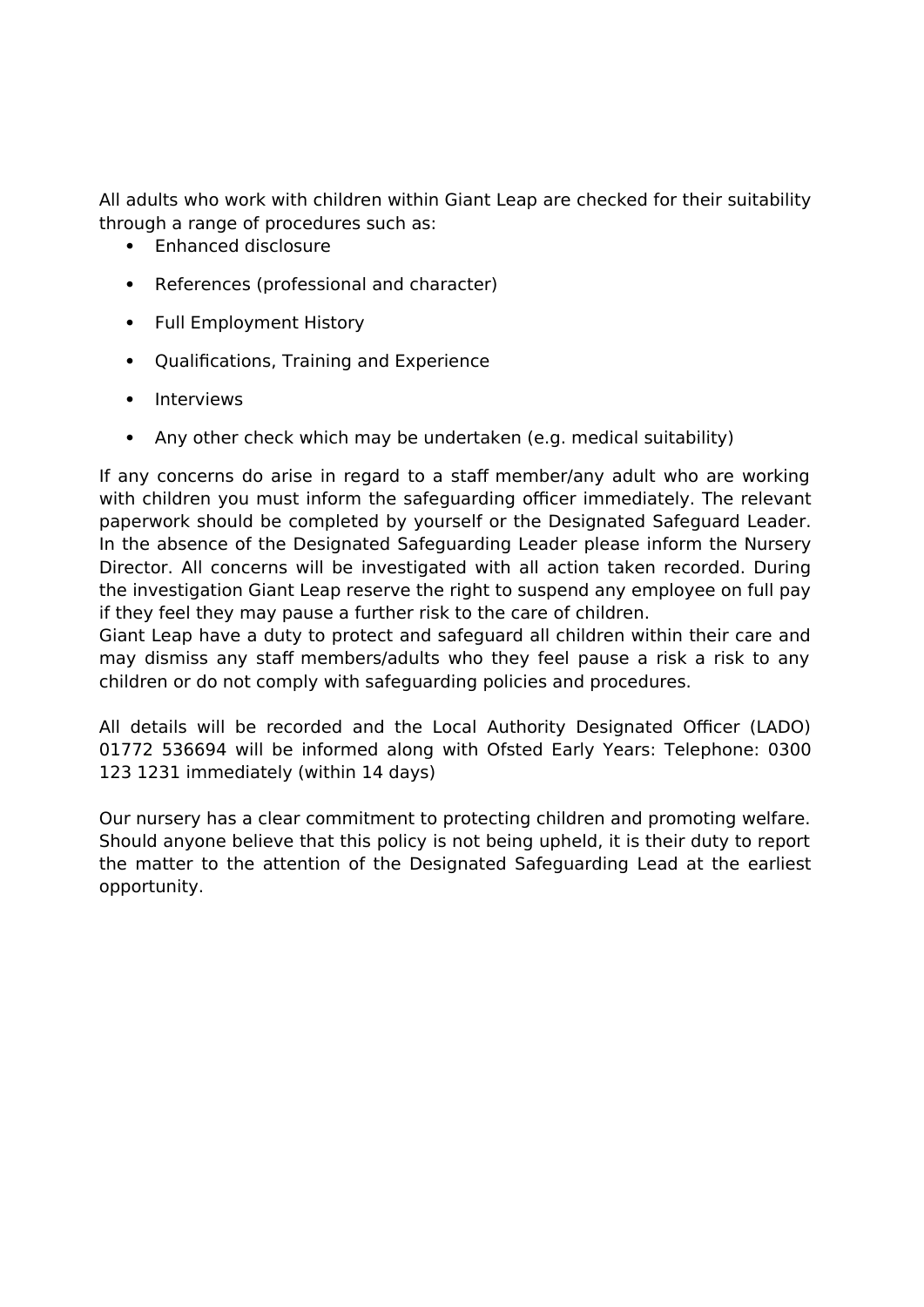All adults who work with children within Giant Leap are checked for their suitability through a range of procedures such as:

- Enhanced disclosure
- References (professional and character)
- Full Employment History
- Qualifications, Training and Experience
- Interviews
- Any other check which may be undertaken (e.g. medical suitability)

If any concerns do arise in regard to a staff member/any adult who are working with children you must inform the safeguarding officer immediately. The relevant paperwork should be completed by yourself or the Designated Safeguard Leader. In the absence of the Designated Safeguarding Leader please inform the Nursery Director. All concerns will be investigated with all action taken recorded. During the investigation Giant Leap reserve the right to suspend any employee on full pay if they feel they may pause a further risk to the care of children.
Giant Leap have a duty to protect and safeguard all children within their care and may dismiss any staff members/adults who they feel pause a risk a risk to any children or do not comply with safeguarding policies and procedures.

All details will be recorded and the Local Authority Designated Officer (LADO) 01772 536694 will be informed along with Ofsted Early Years: Telephone: 0300 123 1231 immediately (within 14 days)

Our nursery has a clear commitment to protecting children and promoting welfare. Should anyone believe that this policy is not being upheld, it is their duty to report the matter to the attention of the Designated Safeguarding Lead at the earliest opportunity.